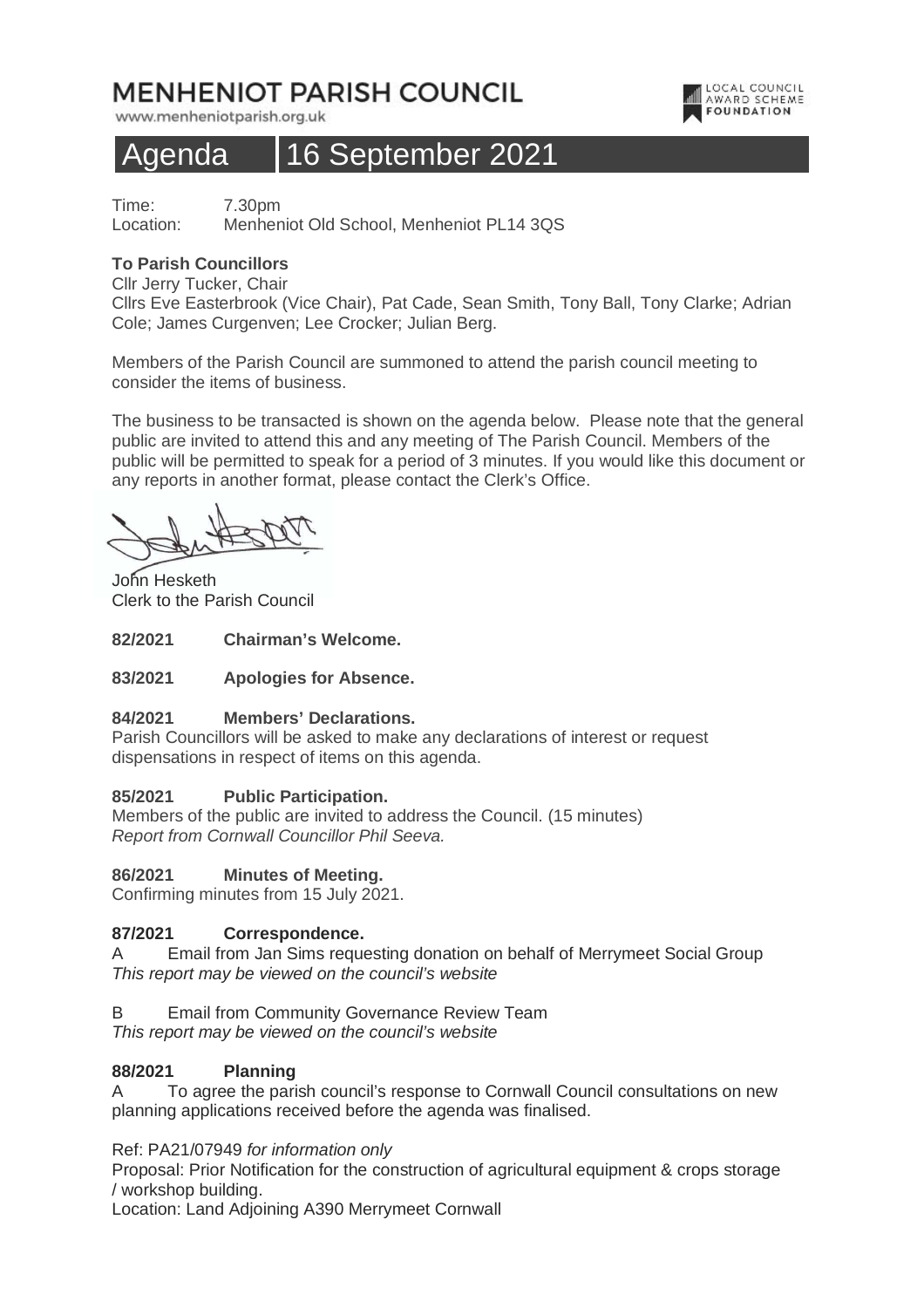# MENHENIOT PARISH COUNCIL

www.menheniotparish.org.uk

LOCAL COUNCIL AWARD SCHEME FOUNDATION

## Agenda 16 September 2021

Time: 7.30pm
Location: Menheniot Old School, Menheniot PL14 3QS

**To Parish Councillors**
Cllr Jerry Tucker, Chair
Cllrs Eve Easterbrook (Vice Chair), Pat Cade, Sean Smith, Tony Ball, Tony Clarke; Adrian Cole; James Curgenven; Lee Crocker; Julian Berg.

Members of the Parish Council are summoned to attend the parish council meeting to consider the items of business.

The business to be transacted is shown on the agenda below. Please note that the general public are invited to attend this and any meeting of The Parish Council. Members of the public will be permitted to speak for a period of 3 minutes. If you would like this document or any reports in another format, please contact the Clerk's Office.

John Hesketh
Clerk to the Parish Council

**82/2021 Chairman's Welcome.**

**83/2021 Apologies for Absence.**

**84/2021 Members' Declarations.**
Parish Councillors will be asked to make any declarations of interest or request dispensations in respect of items on this agenda.

**85/2021 Public Participation.**
Members of the public are invited to address the Council. (15 minutes)
*Report from Cornwall Councillor Phil Seeva.*

**86/2021 Minutes of Meeting.**
Confirming minutes from 15 July 2021.

**87/2021 Correspondence.**
A Email from Jan Sims requesting donation on behalf of Merrymeet Social Group
*This report may be viewed on the council's website*

B Email from Community Governance Review Team
*This report may be viewed on the council's website*

**88/2021 Planning**
A To agree the parish council's response to Cornwall Council consultations on new planning applications received before the agenda was finalised.

Ref: PA21/07949 *for information only*
Proposal: Prior Notification for the construction of agricultural equipment & crops storage / workshop building.
Location: Land Adjoining A390 Merrymeet Cornwall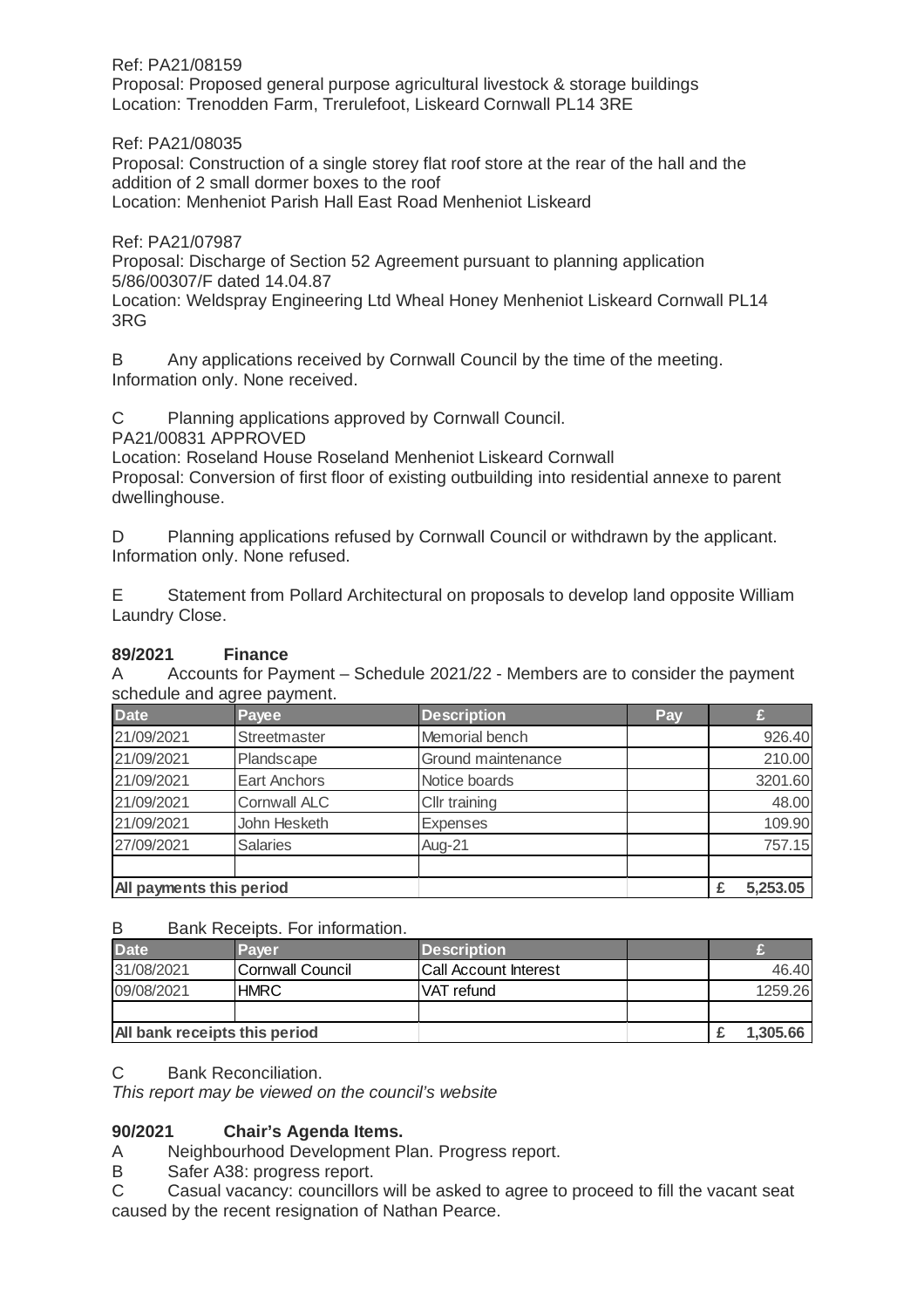Ref: PA21/08159
Proposal: Proposed general purpose agricultural livestock & storage buildings
Location: Trenodden Farm, Trerulefoot, Liskeard Cornwall PL14 3RE

Ref: PA21/08035
Proposal: Construction of a single storey flat roof store at the rear of the hall and the addition of 2 small dormer boxes to the roof
Location: Menheniot Parish Hall East Road Menheniot Liskeard

Ref: PA21/07987
Proposal: Discharge of Section 52 Agreement pursuant to planning application 5/86/00307/F dated 14.04.87
Location: Weldspray Engineering Ltd Wheal Honey Menheniot Liskeard Cornwall PL14 3RG

B Any applications received by Cornwall Council by the time of the meeting.
Information only. None received.

C Planning applications approved by Cornwall Council.
PA21/00831 APPROVED
Location: Roseland House Roseland Menheniot Liskeard Cornwall
Proposal: Conversion of first floor of existing outbuilding into residential annexe to parent dwellinghouse.

D Planning applications refused by Cornwall Council or withdrawn by the applicant.
Information only. None refused.

E Statement from Pollard Architectural on proposals to develop land opposite William Laundry Close.

**89/2021 Finance**

A Accounts for Payment – Schedule 2021/22 - Members are to consider the payment schedule and agree payment.

| Date | Payee | Description | Pay | £ |
|---|---|---|---|---|
| 21/09/2021 | Streetmaster | Memorial bench | | 926.40 |
| 21/09/2021 | Plandscape | Ground maintenance | | 210.00 |
| 21/09/2021 | Eart Anchors | Notice boards | | 3201.60 |
| 21/09/2021 | Cornwall ALC | Cllr training | | 48.00 |
| 21/09/2021 | John Hesketh | Expenses | | 109.90 |
| 27/09/2021 | Salaries | Aug-21 | | 757.15 |
| | | | | |
| **All payments this period** | | | | **£ 5,253.05** |

B Bank Receipts. For information.

| Date | Payer | Description | | £ |
|---|---|---|---|---|
| 31/08/2021 | Cornwall Council | Call Account Interest | | 46.40 |
| 09/08/2021 | HMRC | VAT refund | | 1259.26 |
| | | | | |
| **All bank receipts this period** | | | | **£ 1,305.66** |

C Bank Reconciliation.
*This report may be viewed on the council's website*

**90/2021 Chair's Agenda Items.**

A Neighbourhood Development Plan. Progress report.
B Safer A38: progress report.
C Casual vacancy: councillors will be asked to agree to proceed to fill the vacant seat caused by the recent resignation of Nathan Pearce.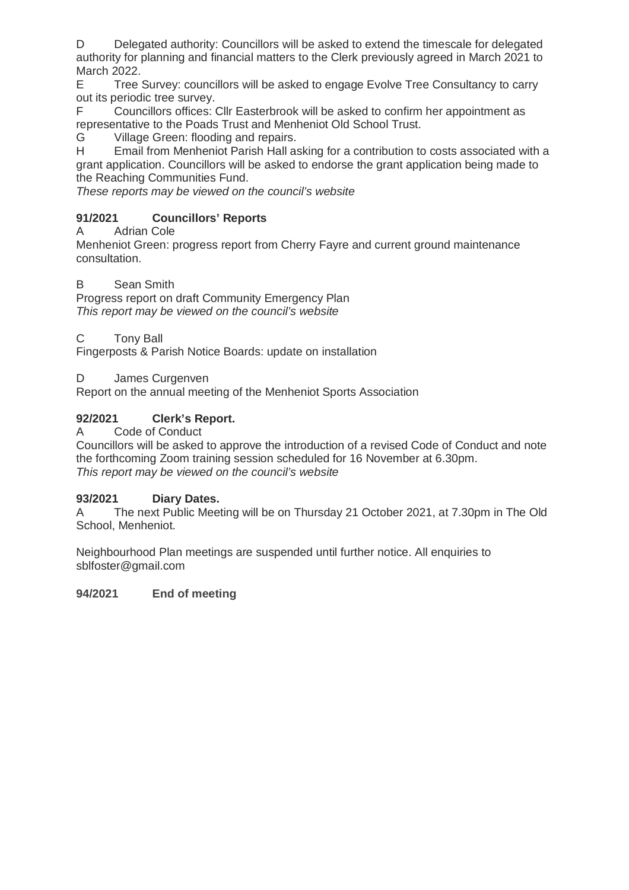D	Delegated authority: Councillors will be asked to extend the timescale for delegated authority for planning and financial matters to the Clerk previously agreed in March 2021 to March 2022.

E	Tree Survey: councillors will be asked to engage Evolve Tree Consultancy to carry out its periodic tree survey.

F	Councillors offices: Cllr Easterbrook will be asked to confirm her appointment as representative to the Poads Trust and Menheniot Old School Trust.

G	Village Green: flooding and repairs.

H	Email from Menheniot Parish Hall asking for a contribution to costs associated with a grant application. Councillors will be asked to endorse the grant application being made to the Reaching Communities Fund.

*These reports may be viewed on the council's website*

**91/2021	Councillors' Reports**

A	Adrian Cole

Menheniot Green: progress report from Cherry Fayre and current ground maintenance consultation.

B	Sean Smith

Progress report on draft Community Emergency Plan

*This report may be viewed on the council's website*

C	Tony Ball

Fingerposts & Parish Notice Boards: update on installation

D	James Curgenven

Report on the annual meeting of the Menheniot Sports Association

**92/2021	Clerk's Report.**

A	Code of Conduct

Councillors will be asked to approve the introduction of a revised Code of Conduct and note the forthcoming Zoom training session scheduled for 16 November at 6.30pm.

*This report may be viewed on the council's website*

**93/2021	Diary Dates.**

A	The next Public Meeting will be on Thursday 21 October 2021, at 7.30pm in The Old School, Menheniot.

Neighbourhood Plan meetings are suspended until further notice. All enquiries to sblfoster@gmail.com

**94/2021	End of meeting**